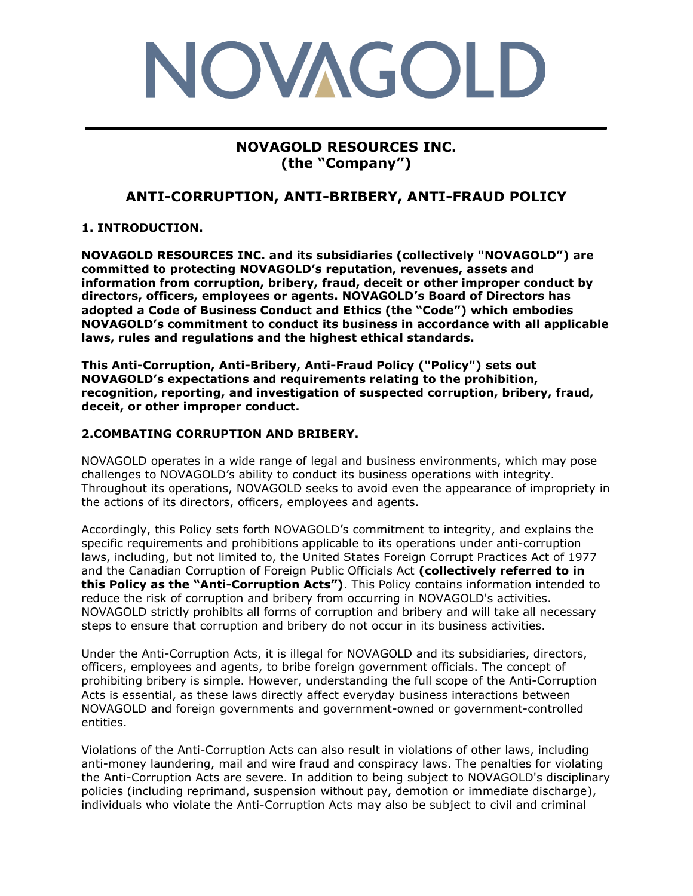# NOVAGOLD

## NOVAGOLD RESOURCES INC.
## (the "Company")

# ANTI-CORRUPTION, ANTI-BRIBERY, ANTI-FRAUD POLICY

### 1. INTRODUCTION.

**NOVAGOLD RESOURCES INC. and its subsidiaries (collectively "NOVAGOLD") are committed to protecting NOVAGOLD's reputation, revenues, assets and information from corruption, bribery, fraud, deceit or other improper conduct by directors, officers, employees or agents. NOVAGOLD's Board of Directors has adopted a Code of Business Conduct and Ethics (the "Code") which embodies NOVAGOLD's commitment to conduct its business in accordance with all applicable laws, rules and regulations and the highest ethical standards.**

**This Anti-Corruption, Anti-Bribery, Anti-Fraud Policy ("Policy") sets out NOVAGOLD's expectations and requirements relating to the prohibition, recognition, reporting, and investigation of suspected corruption, bribery, fraud, deceit, or other improper conduct.**

### 2.COMBATING CORRUPTION AND BRIBERY.

NOVAGOLD operates in a wide range of legal and business environments, which may pose challenges to NOVAGOLD's ability to conduct its business operations with integrity. Throughout its operations, NOVAGOLD seeks to avoid even the appearance of impropriety in the actions of its directors, officers, employees and agents.

Accordingly, this Policy sets forth NOVAGOLD's commitment to integrity, and explains the specific requirements and prohibitions applicable to its operations under anti-corruption laws, including, but not limited to, the United States Foreign Corrupt Practices Act of 1977 and the Canadian Corruption of Foreign Public Officials Act **(collectively referred to in this Policy as the "Anti-Corruption Acts")**. This Policy contains information intended to reduce the risk of corruption and bribery from occurring in NOVAGOLD's activities. NOVAGOLD strictly prohibits all forms of corruption and bribery and will take all necessary steps to ensure that corruption and bribery do not occur in its business activities.

Under the Anti-Corruption Acts, it is illegal for NOVAGOLD and its subsidiaries, directors, officers, employees and agents, to bribe foreign government officials. The concept of prohibiting bribery is simple. However, understanding the full scope of the Anti-Corruption Acts is essential, as these laws directly affect everyday business interactions between NOVAGOLD and foreign governments and government-owned or government-controlled entities.

Violations of the Anti-Corruption Acts can also result in violations of other laws, including anti-money laundering, mail and wire fraud and conspiracy laws. The penalties for violating the Anti-Corruption Acts are severe. In addition to being subject to NOVAGOLD's disciplinary policies (including reprimand, suspension without pay, demotion or immediate discharge), individuals who violate the Anti-Corruption Acts may also be subject to civil and criminal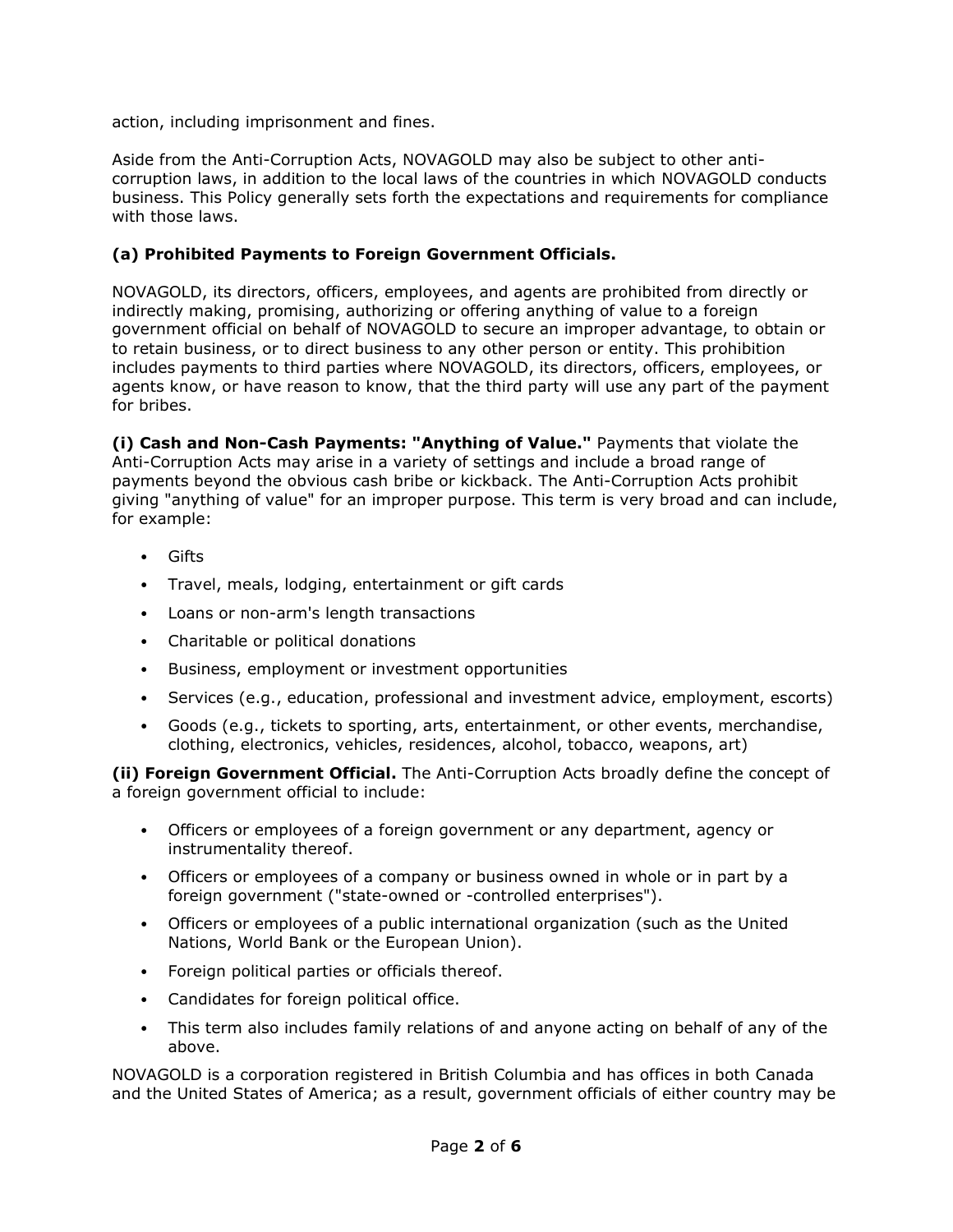action, including imprisonment and fines.

Aside from the Anti-Corruption Acts, NOVAGOLD may also be subject to other anti-corruption laws, in addition to the local laws of the countries in which NOVAGOLD conducts business. This Policy generally sets forth the expectations and requirements for compliance with those laws.

### (a) Prohibited Payments to Foreign Government Officials.

NOVAGOLD, its directors, officers, employees, and agents are prohibited from directly or indirectly making, promising, authorizing or offering anything of value to a foreign government official on behalf of NOVAGOLD to secure an improper advantage, to obtain or to retain business, or to direct business to any other person or entity. This prohibition includes payments to third parties where NOVAGOLD, its directors, officers, employees, or agents know, or have reason to know, that the third party will use any part of the payment for bribes.

**(i) Cash and Non-Cash Payments: "Anything of Value."** Payments that violate the Anti-Corruption Acts may arise in a variety of settings and include a broad range of payments beyond the obvious cash bribe or kickback. The Anti-Corruption Acts prohibit giving "anything of value" for an improper purpose. This term is very broad and can include, for example:

- Gifts
- Travel, meals, lodging, entertainment or gift cards
- Loans or non-arm's length transactions
- Charitable or political donations
- Business, employment or investment opportunities
- Services (e.g., education, professional and investment advice, employment, escorts)
- Goods (e.g., tickets to sporting, arts, entertainment, or other events, merchandise, clothing, electronics, vehicles, residences, alcohol, tobacco, weapons, art)

**(ii) Foreign Government Official.** The Anti-Corruption Acts broadly define the concept of a foreign government official to include:

- Officers or employees of a foreign government or any department, agency or instrumentality thereof.
- Officers or employees of a company or business owned in whole or in part by a foreign government ("state-owned or -controlled enterprises").
- Officers or employees of a public international organization (such as the United Nations, World Bank or the European Union).
- Foreign political parties or officials thereof.
- Candidates for foreign political office.
- This term also includes family relations of and anyone acting on behalf of any of the above.

NOVAGOLD is a corporation registered in British Columbia and has offices in both Canada and the United States of America; as a result, government officials of either country may be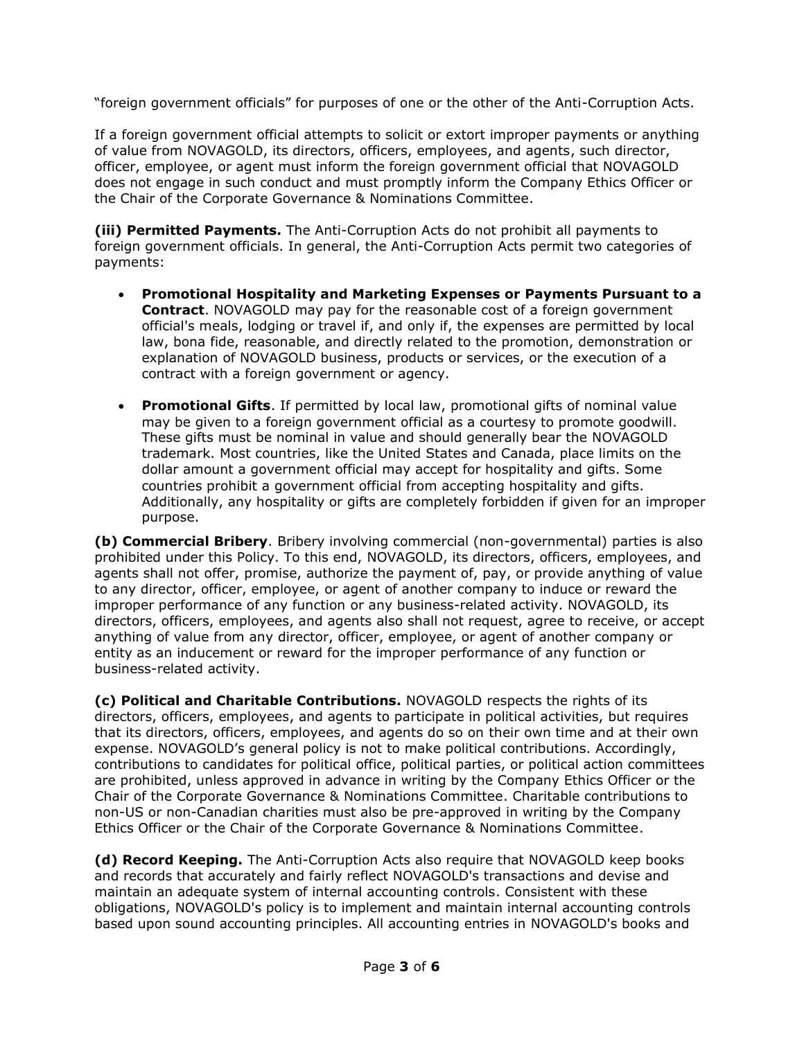"foreign government officials" for purposes of one or the other of the Anti-Corruption Acts.

If a foreign government official attempts to solicit or extort improper payments or anything of value from NOVAGOLD, its directors, officers, employees, and agents, such director, officer, employee, or agent must inform the foreign government official that NOVAGOLD does not engage in such conduct and must promptly inform the Company Ethics Officer or the Chair of the Corporate Governance & Nominations Committee.

**(iii) Permitted Payments.** The Anti-Corruption Acts do not prohibit all payments to foreign government officials. In general, the Anti-Corruption Acts permit two categories of payments:

- **Promotional Hospitality and Marketing Expenses or Payments Pursuant to a Contract**. NOVAGOLD may pay for the reasonable cost of a foreign government official's meals, lodging or travel if, and only if, the expenses are permitted by local law, bona fide, reasonable, and directly related to the promotion, demonstration or explanation of NOVAGOLD business, products or services, or the execution of a contract with a foreign government or agency.
- **Promotional Gifts**. If permitted by local law, promotional gifts of nominal value may be given to a foreign government official as a courtesy to promote goodwill. These gifts must be nominal in value and should generally bear the NOVAGOLD trademark. Most countries, like the United States and Canada, place limits on the dollar amount a government official may accept for hospitality and gifts. Some countries prohibit a government official from accepting hospitality and gifts. Additionally, any hospitality or gifts are completely forbidden if given for an improper purpose.

**(b) Commercial Bribery**. Bribery involving commercial (non-governmental) parties is also prohibited under this Policy. To this end, NOVAGOLD, its directors, officers, employees, and agents shall not offer, promise, authorize the payment of, pay, or provide anything of value to any director, officer, employee, or agent of another company to induce or reward the improper performance of any function or any business-related activity. NOVAGOLD, its directors, officers, employees, and agents also shall not request, agree to receive, or accept anything of value from any director, officer, employee, or agent of another company or entity as an inducement or reward for the improper performance of any function or business-related activity.

**(c) Political and Charitable Contributions.** NOVAGOLD respects the rights of its directors, officers, employees, and agents to participate in political activities, but requires that its directors, officers, employees, and agents do so on their own time and at their own expense. NOVAGOLD's general policy is not to make political contributions. Accordingly, contributions to candidates for political office, political parties, or political action committees are prohibited, unless approved in advance in writing by the Company Ethics Officer or the Chair of the Corporate Governance & Nominations Committee. Charitable contributions to non-US or non-Canadian charities must also be pre-approved in writing by the Company Ethics Officer or the Chair of the Corporate Governance & Nominations Committee.

**(d) Record Keeping.** The Anti-Corruption Acts also require that NOVAGOLD keep books and records that accurately and fairly reflect NOVAGOLD's transactions and devise and maintain an adequate system of internal accounting controls. Consistent with these obligations, NOVAGOLD's policy is to implement and maintain internal accounting controls based upon sound accounting principles. All accounting entries in NOVAGOLD's books and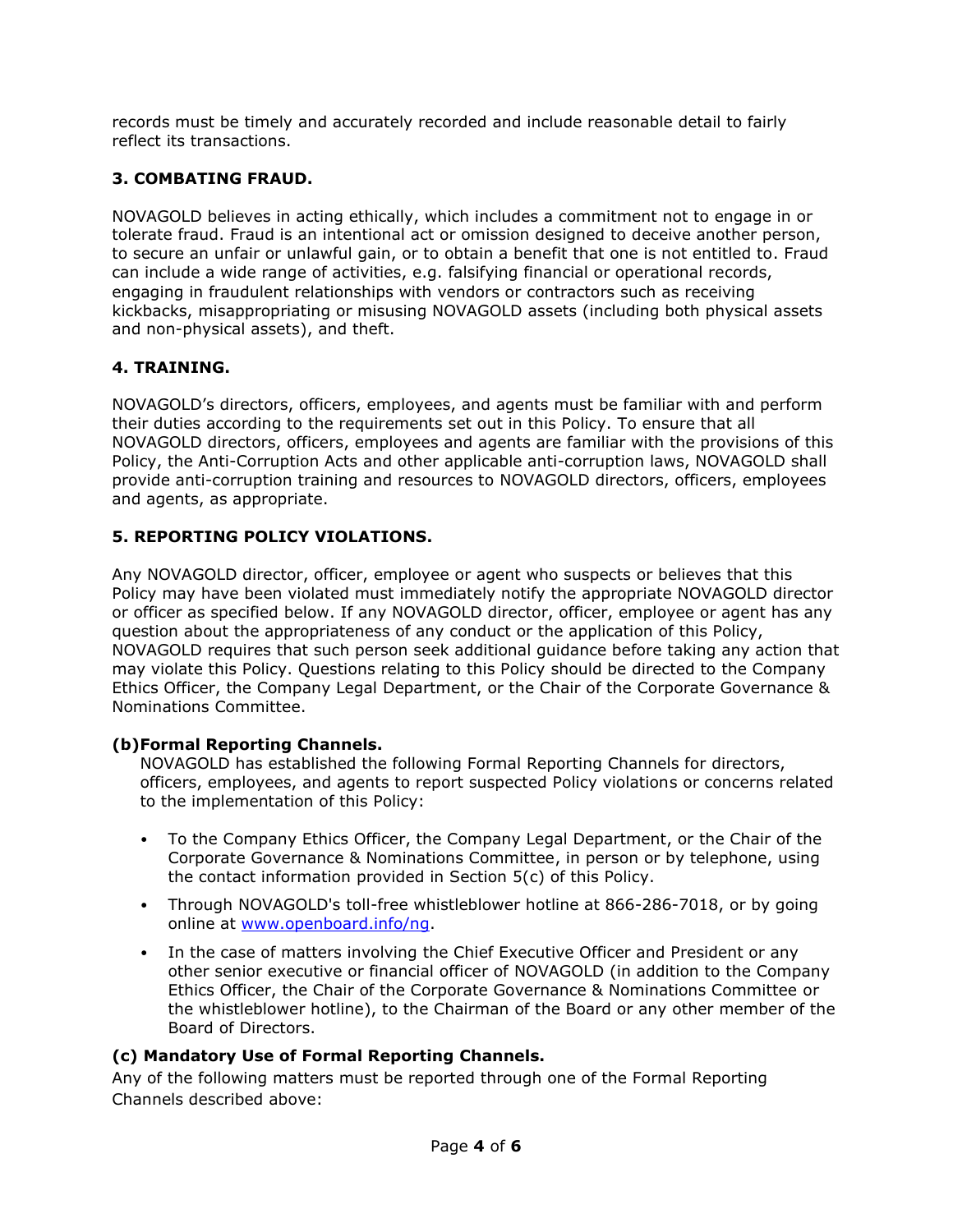records must be timely and accurately recorded and include reasonable detail to fairly reflect its transactions.

## 3. COMBATING FRAUD.

NOVAGOLD believes in acting ethically, which includes a commitment not to engage in or tolerate fraud. Fraud is an intentional act or omission designed to deceive another person, to secure an unfair or unlawful gain, or to obtain a benefit that one is not entitled to. Fraud can include a wide range of activities, e.g. falsifying financial or operational records, engaging in fraudulent relationships with vendors or contractors such as receiving kickbacks, misappropriating or misusing NOVAGOLD assets (including both physical assets and non-physical assets), and theft.

## 4. TRAINING.

NOVAGOLD's directors, officers, employees, and agents must be familiar with and perform their duties according to the requirements set out in this Policy. To ensure that all NOVAGOLD directors, officers, employees and agents are familiar with the provisions of this Policy, the Anti-Corruption Acts and other applicable anti-corruption laws, NOVAGOLD shall provide anti-corruption training and resources to NOVAGOLD directors, officers, employees and agents, as appropriate.

## 5. REPORTING POLICY VIOLATIONS.

Any NOVAGOLD director, officer, employee or agent who suspects or believes that this Policy may have been violated must immediately notify the appropriate NOVAGOLD director or officer as specified below. If any NOVAGOLD director, officer, employee or agent has any question about the appropriateness of any conduct or the application of this Policy, NOVAGOLD requires that such person seek additional guidance before taking any action that may violate this Policy. Questions relating to this Policy should be directed to the Company Ethics Officer, the Company Legal Department, or the Chair of the Corporate Governance & Nominations Committee.

### (b) Formal Reporting Channels.

NOVAGOLD has established the following Formal Reporting Channels for directors, officers, employees, and agents to report suspected Policy violations or concerns related to the implementation of this Policy:

- To the Company Ethics Officer, the Company Legal Department, or the Chair of the Corporate Governance & Nominations Committee, in person or by telephone, using the contact information provided in Section 5(c) of this Policy.
- Through NOVAGOLD's toll-free whistleblower hotline at 866-286-7018, or by going online at www.openboard.info/ng.
- In the case of matters involving the Chief Executive Officer and President or any other senior executive or financial officer of NOVAGOLD (in addition to the Company Ethics Officer, the Chair of the Corporate Governance & Nominations Committee or the whistleblower hotline), to the Chairman of the Board or any other member of the Board of Directors.

### (c) Mandatory Use of Formal Reporting Channels.

Any of the following matters must be reported through one of the Formal Reporting Channels described above: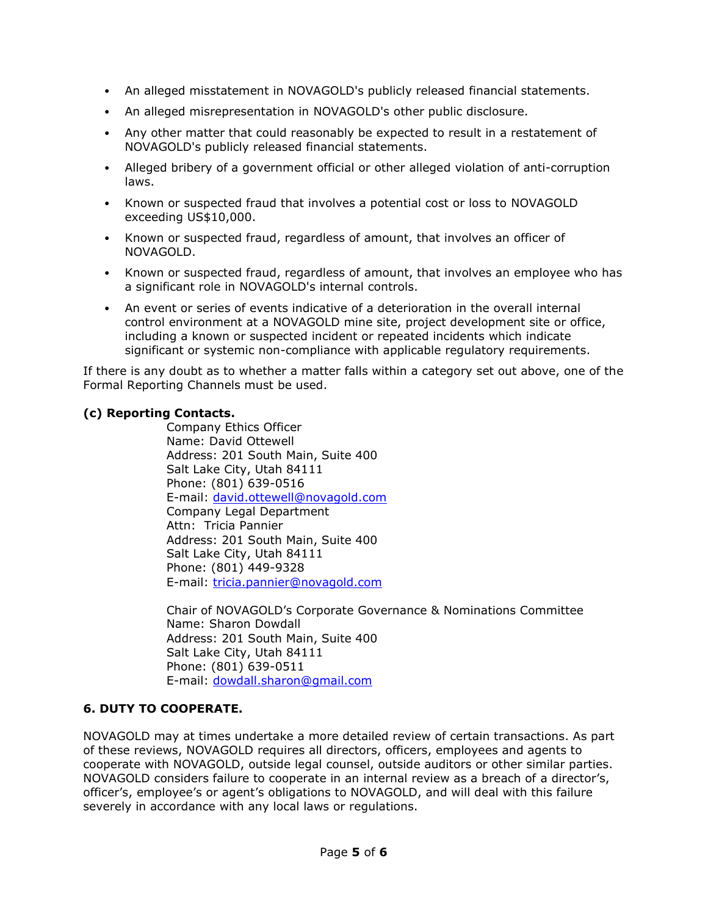- An alleged misstatement in NOVAGOLD's publicly released financial statements.
- An alleged misrepresentation in NOVAGOLD's other public disclosure.
- Any other matter that could reasonably be expected to result in a restatement of NOVAGOLD's publicly released financial statements.
- Alleged bribery of a government official or other alleged violation of anti-corruption laws.
- Known or suspected fraud that involves a potential cost or loss to NOVAGOLD exceeding US$10,000.
- Known or suspected fraud, regardless of amount, that involves an officer of NOVAGOLD.
- Known or suspected fraud, regardless of amount, that involves an employee who has a significant role in NOVAGOLD's internal controls.
- An event or series of events indicative of a deterioration in the overall internal control environment at a NOVAGOLD mine site, project development site or office, including a known or suspected incident or repeated incidents which indicate significant or systemic non-compliance with applicable regulatory requirements.

If there is any doubt as to whether a matter falls within a category set out above, one of the Formal Reporting Channels must be used.

**(c) Reporting Contacts.**

Company Ethics Officer
Name: David Ottewell
Address: 201 South Main, Suite 400
Salt Lake City, Utah 84111
Phone: (801) 639-0516
E-mail: david.ottewell@novagold.com

Company Legal Department
Attn: Tricia Pannier
Address: 201 South Main, Suite 400
Salt Lake City, Utah 84111
Phone: (801) 449-9328
E-mail: tricia.pannier@novagold.com

Chair of NOVAGOLD's Corporate Governance & Nominations Committee
Name: Sharon Dowdall
Address: 201 South Main, Suite 400
Salt Lake City, Utah 84111
Phone: (801) 639-0511
E-mail: dowdall.sharon@gmail.com

**6. DUTY TO COOPERATE.**

NOVAGOLD may at times undertake a more detailed review of certain transactions. As part of these reviews, NOVAGOLD requires all directors, officers, employees and agents to cooperate with NOVAGOLD, outside legal counsel, outside auditors or other similar parties. NOVAGOLD considers failure to cooperate in an internal review as a breach of a director's, officer's, employee's or agent's obligations to NOVAGOLD, and will deal with this failure severely in accordance with any local laws or regulations.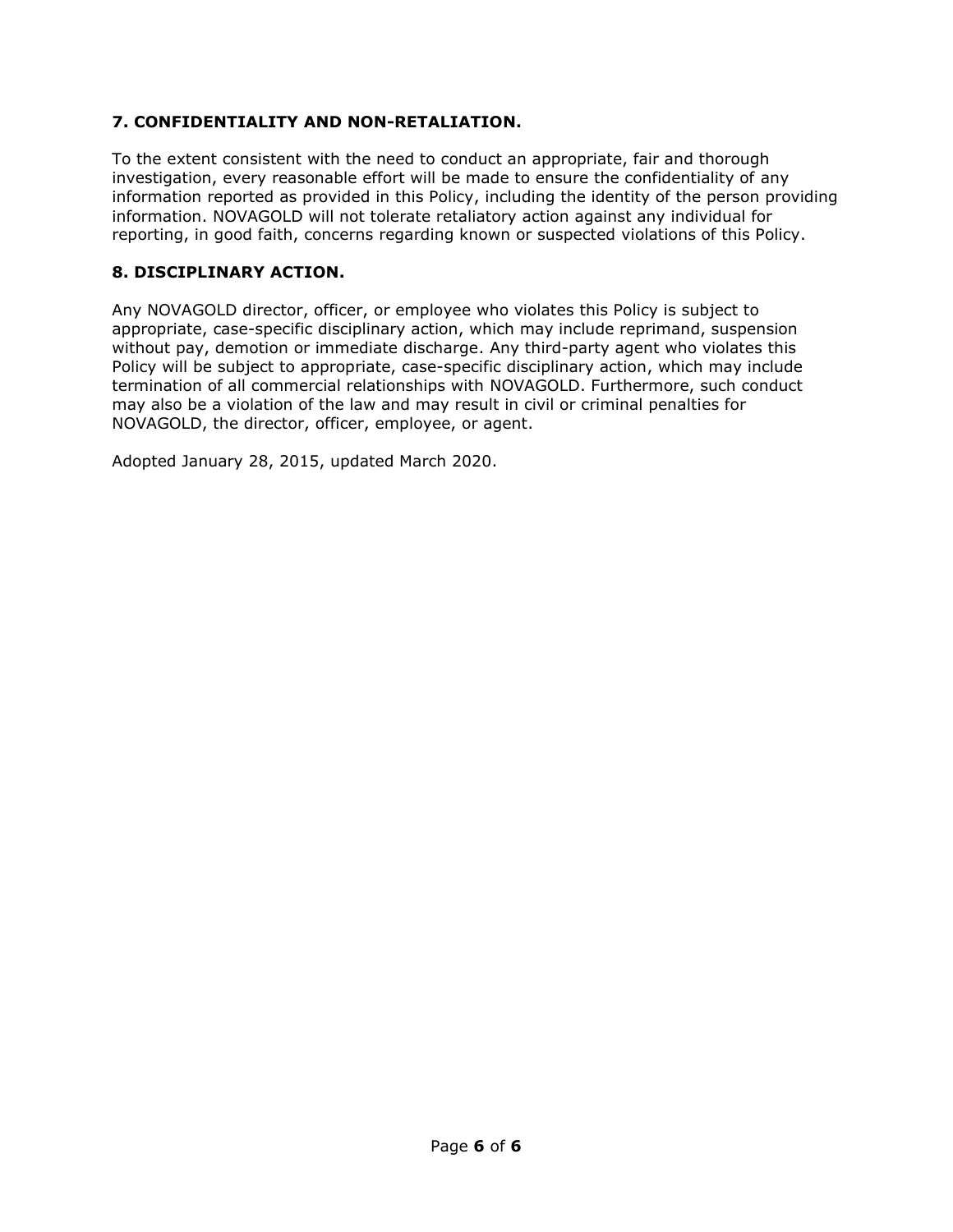### 7. CONFIDENTIALITY AND NON-RETALIATION.

To the extent consistent with the need to conduct an appropriate, fair and thorough investigation, every reasonable effort will be made to ensure the confidentiality of any information reported as provided in this Policy, including the identity of the person providing information. NOVAGOLD will not tolerate retaliatory action against any individual for reporting, in good faith, concerns regarding known or suspected violations of this Policy.

### 8. DISCIPLINARY ACTION.

Any NOVAGOLD director, officer, or employee who violates this Policy is subject to appropriate, case-specific disciplinary action, which may include reprimand, suspension without pay, demotion or immediate discharge. Any third-party agent who violates this Policy will be subject to appropriate, case-specific disciplinary action, which may include termination of all commercial relationships with NOVAGOLD. Furthermore, such conduct may also be a violation of the law and may result in civil or criminal penalties for NOVAGOLD, the director, officer, employee, or agent.

Adopted January 28, 2015, updated March 2020.